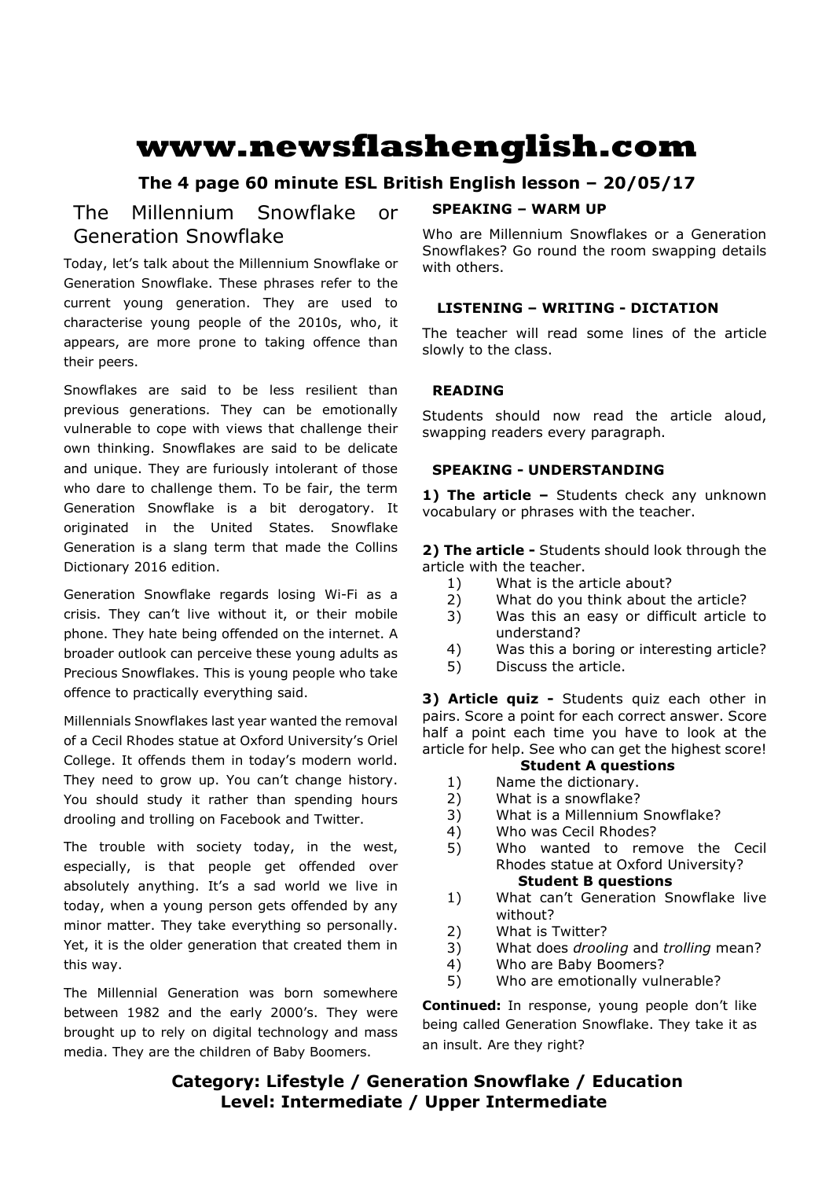# www.newsflashenglish.com

**The 4 page 60 minute ESL British English lesson – 20/05/17**

## The Millennium Snowflake or Generation Snowflake

Today, let's talk about the Millennium Snowflake or Generation Snowflake. These phrases refer to the current young generation. They are used to characterise young people of the 2010s, who, it appears, are more prone to taking offence than their peers.

Snowflakes are said to be less resilient than previous generations. They can be emotionally vulnerable to cope with views that challenge their own thinking. Snowflakes are said to be delicate and unique. They are furiously intolerant of those who dare to challenge them. To be fair, the term Generation Snowflake is a bit derogatory. It originated in the United States. Snowflake Generation is a slang term that made the Collins Dictionary 2016 edition.

Generation Snowflake regards losing Wi-Fi as a crisis. They can't live without it, or their mobile phone. They hate being offended on the internet. A broader outlook can perceive these young adults as Precious Snowflakes. This is young people who take offence to practically everything said.

Millennials Snowflakes last year wanted the removal of a Cecil Rhodes statue at Oxford University's Oriel College. It offends them in today's modern world. They need to grow up. You can't change history. You should study it rather than spending hours drooling and trolling on Facebook and Twitter.

The trouble with society today, in the west, especially, is that people get offended over absolutely anything. It's a sad world we live in today, when a young person gets offended by any minor matter. They take everything so personally. Yet, it is the older generation that created them in this way.

The Millennial Generation was born somewhere between 1982 and the early 2000's. They were brought up to rely on digital technology and mass media. They are the children of Baby Boomers.

### SPEAKING – WARM UP

Who are Millennium Snowflakes or a Generation Snowflakes? Go round the room swapping details with others.

### LISTENING – WRITING - DICTATION

The teacher will read some lines of the article slowly to the class.

### READING

Students should now read the article aloud, swapping readers every paragraph.

### SPEAKING - UNDERSTANDING

**1) The article –** Students check any unknown vocabulary or phrases with the teacher.

**2) The article -** Students should look through the article with the teacher.

1) What is the article about?
2) What do you think about the article?
3) Was this an easy or difficult article to understand?
4) Was this a boring or interesting article?
5) Discuss the article.

**3) Article quiz -** Students quiz each other in pairs. Score a point for each correct answer. Score half a point each time you have to look at the article for help. See who can get the highest score!

**Student A questions**

1) Name the dictionary.
2) What is a snowflake?
3) What is a Millennium Snowflake?
4) Who was Cecil Rhodes?
5) Who wanted to remove the Cecil Rhodes statue at Oxford University?

**Student B questions**

1) What can't Generation Snowflake live without?
2) What is Twitter?
3) What does *drooling* and *trolling* mean?
4) Who are Baby Boomers?
5) Who are emotionally vulnerable?

**Continued:** In response, young people don't like being called Generation Snowflake. They take it as an insult. Are they right?

**Category: Lifestyle / Generation Snowflake / Education**
**Level: Intermediate / Upper Intermediate**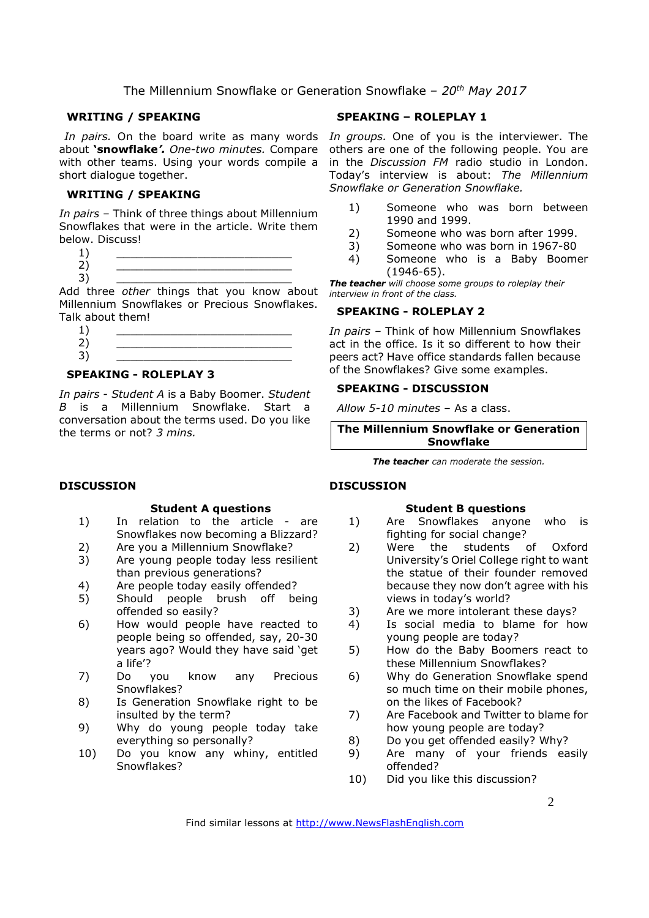The Millennium Snowflake or Generation Snowflake – *20th May 2017*

### WRITING / SPEAKING

*In pairs.* On the board write as many words about **'snowflake'**. *One-two minutes.* Compare with other teams. Using your words compile a short dialogue together.

### WRITING / SPEAKING

*In pairs* – Think of three things about Millennium Snowflakes that were in the article. Write them below. Discuss!

1) ___________________________
2) ___________________________
3) ___________________________

Add three *other* things that you know about Millennium Snowflakes or Precious Snowflakes. Talk about them!

1) ___________________________
2) ___________________________
3) ___________________________

### SPEAKING - ROLEPLAY 3

*In pairs - Student A* is a Baby Boomer. *Student B* is a Millennium Snowflake. Start a conversation about the terms used. Do you like the terms or not? *3 mins.*

### SPEAKING – ROLEPLAY 1

*In groups.* One of you is the interviewer. The others are one of the following people. You are in the *Discussion FM* radio studio in London. Today's interview is about: *The Millennium Snowflake or Generation Snowflake.*

1) Someone who was born between 1990 and 1999.
2) Someone who was born after 1999.
3) Someone who was born in 1967-80
4) Someone who is a Baby Boomer (1946-65).

***The teacher** will choose some groups to roleplay their interview in front of the class.*

### SPEAKING - ROLEPLAY 2

*In pairs* – Think of how Millennium Snowflakes act in the office. Is it so different to how their peers act? Have office standards fallen because of the Snowflakes? Give some examples.

### SPEAKING - DISCUSSION

*Allow 5-10 minutes* – As a class.

**The Millennium Snowflake or Generation Snowflake**

***The teacher** can moderate the session.*

### DISCUSSION

**Student A questions**

1) In relation to the article - are Snowflakes now becoming a Blizzard?
2) Are you a Millennium Snowflake?
3) Are young people today less resilient than previous generations?
4) Are people today easily offended?
5) Should people brush off being offended so easily?
6) How would people have reacted to people being so offended, say, 20-30 years ago? Would they have said 'get a life'?
7) Do you know any Precious Snowflakes?
8) Is Generation Snowflake right to be insulted by the term?
9) Why do young people today take everything so personally?
10) Do you know any whiny, entitled Snowflakes?

### DISCUSSION

**Student B questions**

1) Are Snowflakes anyone who is fighting for social change?
2) Were the students of Oxford University's Oriel College right to want the statue of their founder removed because they now don't agree with his views in today's world?
3) Are we more intolerant these days?
4) Is social media to blame for how young people are today?
5) How do the Baby Boomers react to these Millennium Snowflakes?
6) Why do Generation Snowflake spend so much time on their mobile phones, on the likes of Facebook?
7) Are Facebook and Twitter to blame for how young people are today?
8) Do you get offended easily? Why?
9) Are many of your friends easily offended?
10) Did you like this discussion?

Find similar lessons at http://www.NewsFlashEnglish.com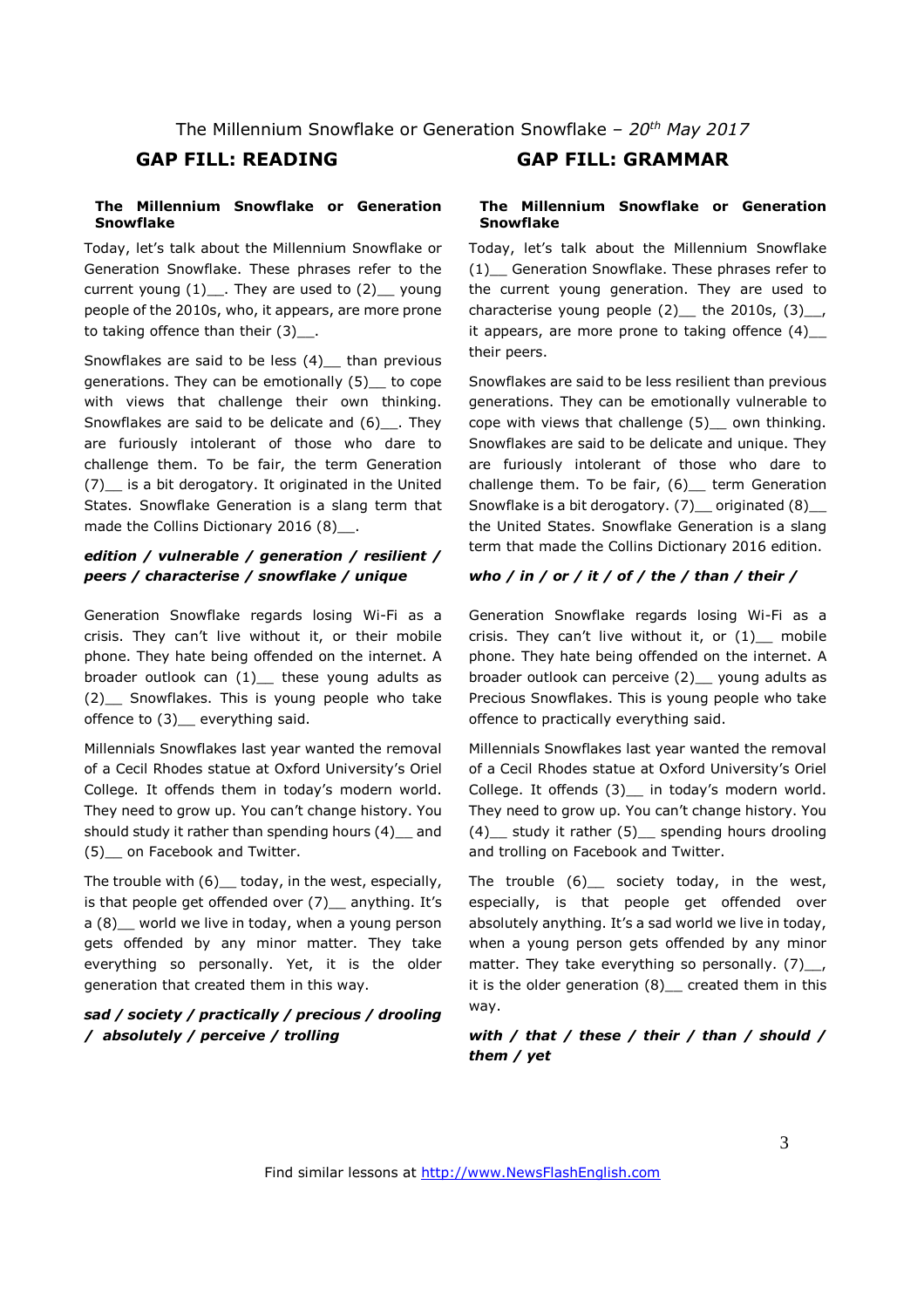The Millennium Snowflake or Generation Snowflake – 20th May 2017

## GAP FILL: READING

**The Millennium Snowflake or Generation Snowflake**

Today, let's talk about the Millennium Snowflake or Generation Snowflake. These phrases refer to the current young (1)__. They are used to (2)__ young people of the 2010s, who, it appears, are more prone to taking offence than their (3)__.

Snowflakes are said to be less (4)__ than previous generations. They can be emotionally (5)__ to cope with views that challenge their own thinking. Snowflakes are said to be delicate and (6)__. They are furiously intolerant of those who dare to challenge them. To be fair, the term Generation (7)__ is a bit derogatory. It originated in the United States. Snowflake Generation is a slang term that made the Collins Dictionary 2016 (8)__.

***edition / vulnerable / generation / resilient / peers / characterise / snowflake / unique***

Generation Snowflake regards losing Wi-Fi as a crisis. They can't live without it, or their mobile phone. They hate being offended on the internet. A broader outlook can (1)__ these young adults as (2)__ Snowflakes. This is young people who take offence to (3)__ everything said.

Millennials Snowflakes last year wanted the removal of a Cecil Rhodes statue at Oxford University's Oriel College. It offends them in today's modern world. They need to grow up. You can't change history. You should study it rather than spending hours (4)__ and (5)__ on Facebook and Twitter.

The trouble with (6)__ today, in the west, especially, is that people get offended over (7)__ anything. It's a (8)__ world we live in today, when a young person gets offended by any minor matter. They take everything so personally. Yet, it is the older generation that created them in this way.

***sad / society / practically / precious / drooling / absolutely / perceive / trolling***

## GAP FILL: GRAMMAR

**The Millennium Snowflake or Generation Snowflake**

Today, let's talk about the Millennium Snowflake (1)__ Generation Snowflake. These phrases refer to the current young generation. They are used to characterise young people (2)__ the 2010s, (3)__, it appears, are more prone to taking offence (4)__ their peers.

Snowflakes are said to be less resilient than previous generations. They can be emotionally vulnerable to cope with views that challenge (5)__ own thinking. Snowflakes are said to be delicate and unique. They are furiously intolerant of those who dare to challenge them. To be fair, (6)__ term Generation Snowflake is a bit derogatory. (7)__ originated (8)__ the United States. Snowflake Generation is a slang term that made the Collins Dictionary 2016 edition.

***who / in / or / it / of / the / than / their /***

Generation Snowflake regards losing Wi-Fi as a crisis. They can't live without it, or (1)__ mobile phone. They hate being offended on the internet. A broader outlook can perceive (2)__ young adults as Precious Snowflakes. This is young people who take offence to practically everything said.

Millennials Snowflakes last year wanted the removal of a Cecil Rhodes statue at Oxford University's Oriel College. It offends (3)__ in today's modern world. They need to grow up. You can't change history. You (4)__ study it rather (5)__ spending hours drooling and trolling on Facebook and Twitter.

The trouble (6)__ society today, in the west, especially, is that people get offended over absolutely anything. It's a sad world we live in today, when a young person gets offended by any minor matter. They take everything so personally. (7)__, it is the older generation (8)__ created them in this way.

***with / that / these / their / than / should / them / yet***

Find similar lessons at http://www.NewsFlashEnglish.com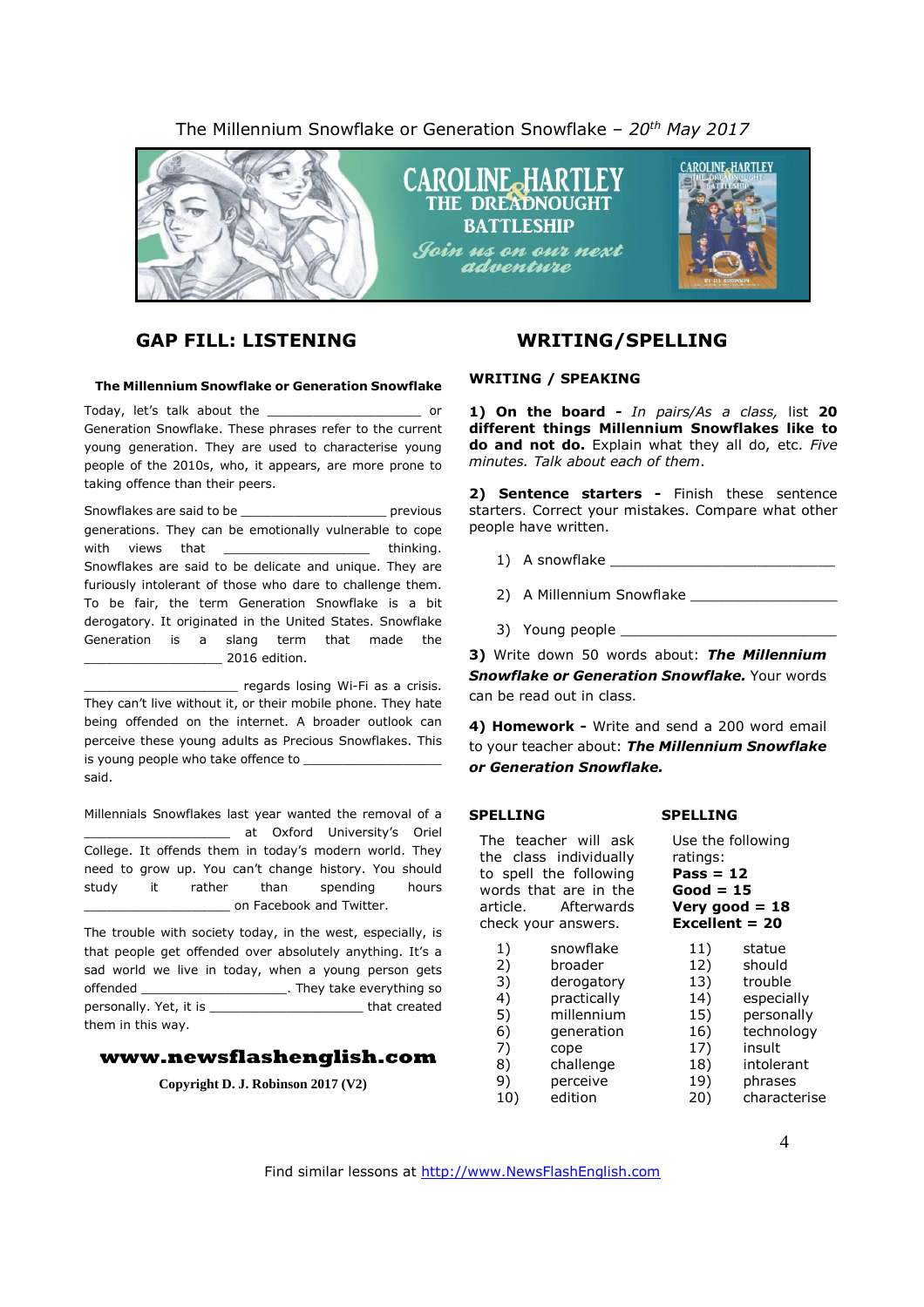The Millennium Snowflake or Generation Snowflake – 20th May 2017

## GAP FILL: LISTENING

**The Millennium Snowflake or Generation Snowflake**

Today, let's talk about the ____________________ or Generation Snowflake. These phrases refer to the current young generation. They are used to characterise young people of the 2010s, who, it appears, are more prone to taking offence than their peers.

Snowflakes are said to be ___________________ previous generations. They can be emotionally vulnerable to cope with views that ___________________ thinking. Snowflakes are said to be delicate and unique. They are furiously intolerant of those who dare to challenge them. To be fair, the term Generation Snowflake is a bit derogatory. It originated in the United States. Snowflake Generation is a slang term that made the __________________ 2016 edition.

____________________ regards losing Wi-Fi as a crisis. They can't live without it, or their mobile phone. They hate being offended on the internet. A broader outlook can perceive these young adults as Precious Snowflakes. This is young people who take offence to __________________ said.

Millennials Snowflakes last year wanted the removal of a __________________ at Oxford University's Oriel College. It offends them in today's modern world. They need to grow up. You can't change history. You should study it rather than spending hours __________________ on Facebook and Twitter.

The trouble with society today, in the west, especially, is that people get offended over absolutely anything. It's a sad world we live in today, when a young person gets offended ___________________. They take everything so personally. Yet, it is ____________________ that created them in this way.

**www.newsflashenglish.com**

**Copyright D. J. Robinson 2017 (V2)**

## WRITING/SPELLING

**WRITING / SPEAKING**

**1) On the board -** *In pairs/As a class,* list **20 different things Millennium Snowflakes like to do and not do.** Explain what they all do, etc. *Five minutes. Talk about each of them*.

**2) Sentence starters -** Finish these sentence starters. Correct your mistakes. Compare what other people have written.

1) A snowflake ___________________________
2) A Millennium Snowflake _________________
3) Young people __________________________

**3)** Write down 50 words about: ***The Millennium Snowflake or Generation Snowflake.*** Your words can be read out in class.

**4) Homework -** Write and send a 200 word email to your teacher about: ***The Millennium Snowflake or Generation Snowflake.***

**SPELLING**

The teacher will ask the class individually to spell the following words that are in the article. Afterwards check your answers.

1) snowflake
2) broader
3) derogatory
4) practically
5) millennium
6) generation
7) cope
8) challenge
9) perceive
10) edition

**SPELLING**

Use the following ratings:
**Pass = 12**
**Good = 15**
**Very good = 18**
**Excellent = 20**

11) statue
12) should
13) trouble
14) especially
15) personally
16) technology
17) insult
18) intolerant
19) phrases
20) characterise

Find similar lessons at http://www.NewsFlashEnglish.com